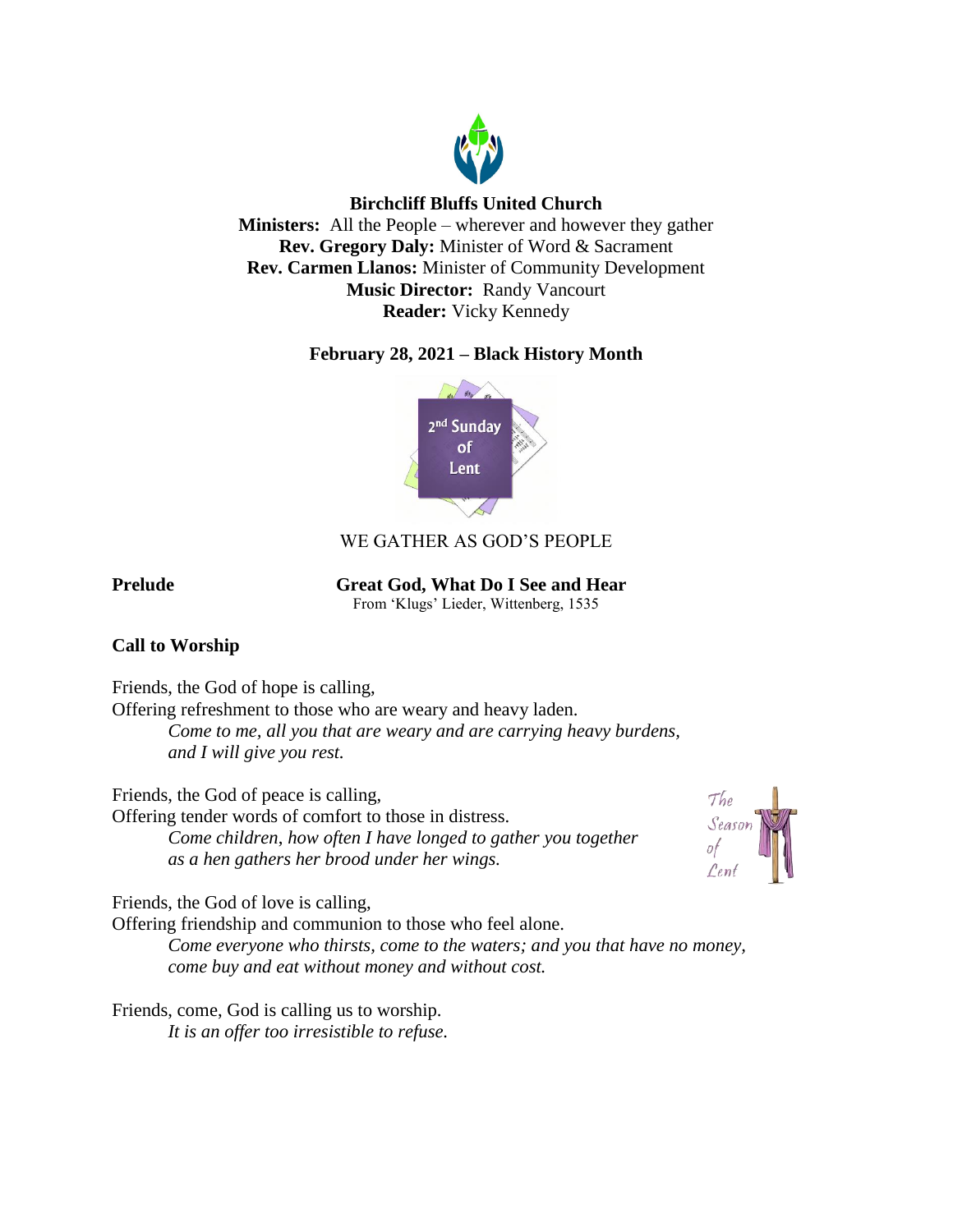**Birchcliff Bluffs United Church**
**Ministers:** All the People – wherever and however they gather
**Rev. Gregory Daly:** Minister of Word & Sacrament
**Rev. Carmen Llanos:** Minister of Community Development
**Music Director:** Randy Vancourt
**Reader:** Vicky Kennedy

**February 28, 2021 – Black History Month**

2nd Sunday of Lent

WE GATHER AS GOD'S PEOPLE

**Prelude** **Great God, What Do I See and Hear**
From 'Klugs' Lieder, Wittenberg, 1535

**Call to Worship**

Friends, the God of hope is calling,
Offering refreshment to those who are weary and heavy laden.
*Come to me, all you that are weary and are carrying heavy burdens,*
*and I will give you rest.*

Friends, the God of peace is calling,
Offering tender words of comfort to those in distress.
*Come children, how often I have longed to gather you together*
*as a hen gathers her brood under her wings.*

Friends, the God of love is calling,
Offering friendship and communion to those who feel alone.
*Come everyone who thirsts, come to the waters; and you that have no money,*
*come buy and eat without money and without cost.*

Friends, come, God is calling us to worship.
*It is an offer too irresistible to refuse.*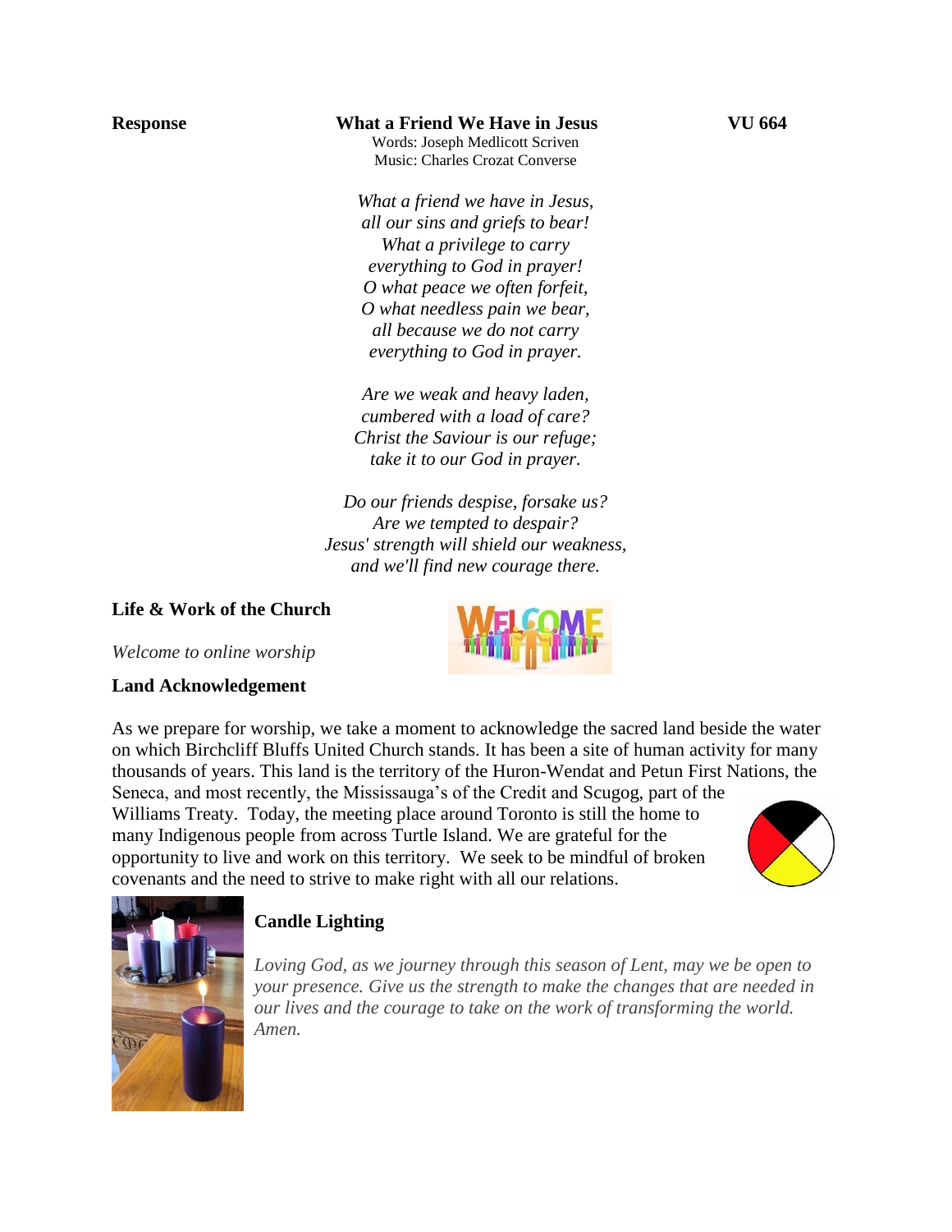**Response** **What a Friend We Have in Jesus** **VU 664**

Words: Joseph Medlicott Scriven
Music: Charles Crozat Converse

*What a friend we have in Jesus,*
*all our sins and griefs to bear!*
*What a privilege to carry*
*everything to God in prayer!*
*O what peace we often forfeit,*
*O what needless pain we bear,*
*all because we do not carry*
*everything to God in prayer.*

*Are we weak and heavy laden,*
*cumbered with a load of care?*
*Christ the Saviour is our refuge;*
*take it to our God in prayer.*

*Do our friends despise, forsake us?*
*Are we tempted to despair?*
*Jesus' strength will shield our weakness,*
*and we'll find new courage there.*

**Life & Work of the Church**

*Welcome to online worship*

**Land Acknowledgement**

As we prepare for worship, we take a moment to acknowledge the sacred land beside the water on which Birchcliff Bluffs United Church stands. It has been a site of human activity for many thousands of years. This land is the territory of the Huron-Wendat and Petun First Nations, the Seneca, and most recently, the Mississauga's of the Credit and Scugog, part of the Williams Treaty. Today, the meeting place around Toronto is still the home to many Indigenous people from across Turtle Island. We are grateful for the opportunity to live and work on this territory. We seek to be mindful of broken covenants and the need to strive to make right with all our relations.

**Candle Lighting**

*Loving God, as we journey through this season of Lent, may we be open to your presence. Give us the strength to make the changes that are needed in our lives and the courage to take on the work of transforming the world. Amen.*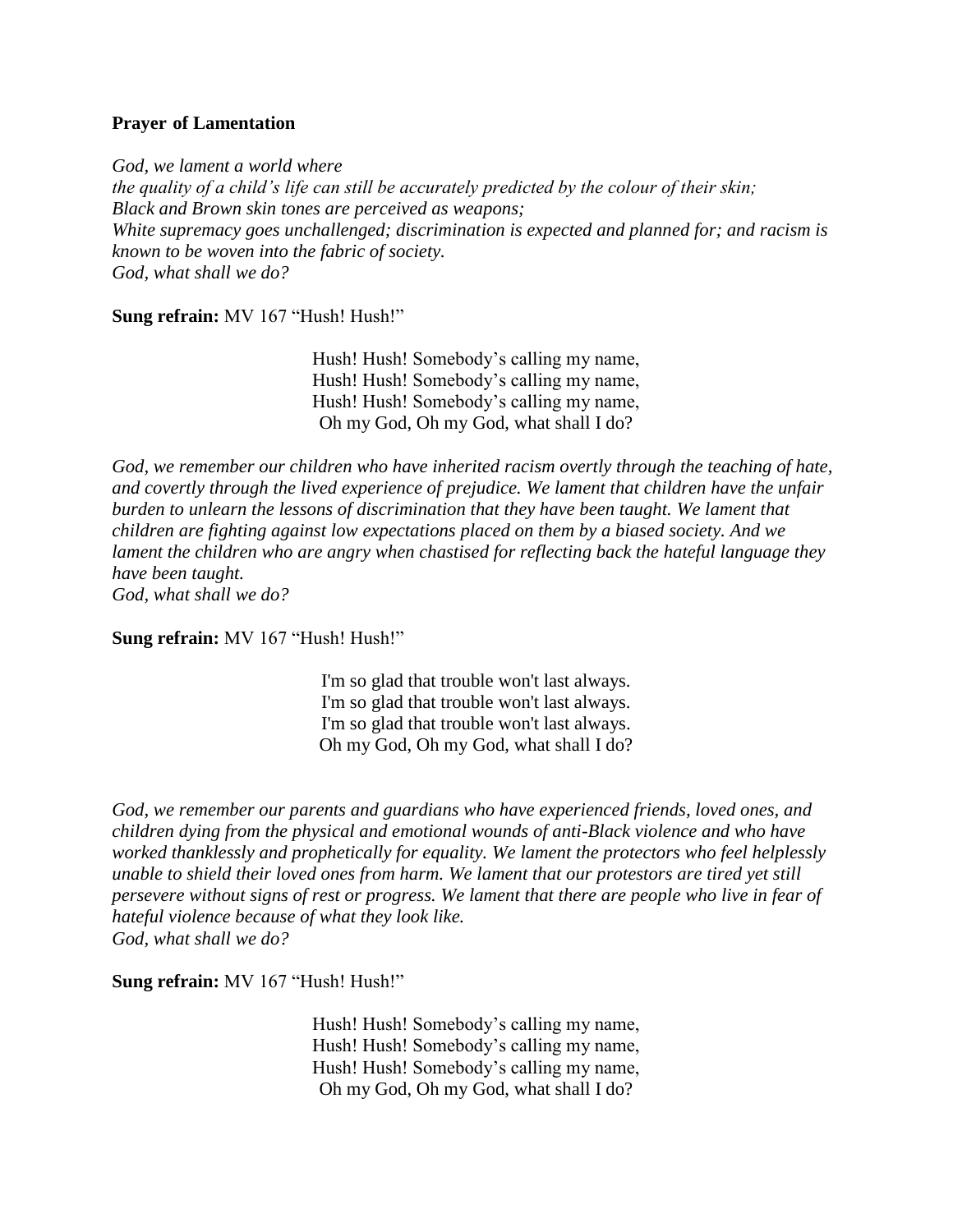**Prayer of Lamentation**

*God, we lament a world where*
*the quality of a child's life can still be accurately predicted by the colour of their skin;*
*Black and Brown skin tones are perceived as weapons;*
*White supremacy goes unchallenged; discrimination is expected and planned for; and racism is known to be woven into the fabric of society.*
*God, what shall we do?*

**Sung refrain:** MV 167 "Hush! Hush!"

Hush! Hush! Somebody's calling my name,
Hush! Hush! Somebody's calling my name,
Hush! Hush! Somebody's calling my name,
Oh my God, Oh my God, what shall I do?

*God, we remember our children who have inherited racism overtly through the teaching of hate, and covertly through the lived experience of prejudice. We lament that children have the unfair burden to unlearn the lessons of discrimination that they have been taught. We lament that children are fighting against low expectations placed on them by a biased society. And we lament the children who are angry when chastised for reflecting back the hateful language they have been taught.*
*God, what shall we do?*

**Sung refrain:** MV 167 "Hush! Hush!"

I'm so glad that trouble won't last always.
I'm so glad that trouble won't last always.
I'm so glad that trouble won't last always.
Oh my God, Oh my God, what shall I do?

*God, we remember our parents and guardians who have experienced friends, loved ones, and children dying from the physical and emotional wounds of anti-Black violence and who have worked thanklessly and prophetically for equality. We lament the protectors who feel helplessly unable to shield their loved ones from harm. We lament that our protestors are tired yet still persevere without signs of rest or progress. We lament that there are people who live in fear of hateful violence because of what they look like.*
*God, what shall we do?*

**Sung refrain:** MV 167 "Hush! Hush!"

Hush! Hush! Somebody's calling my name,
Hush! Hush! Somebody's calling my name,
Hush! Hush! Somebody's calling my name,
Oh my God, Oh my God, what shall I do?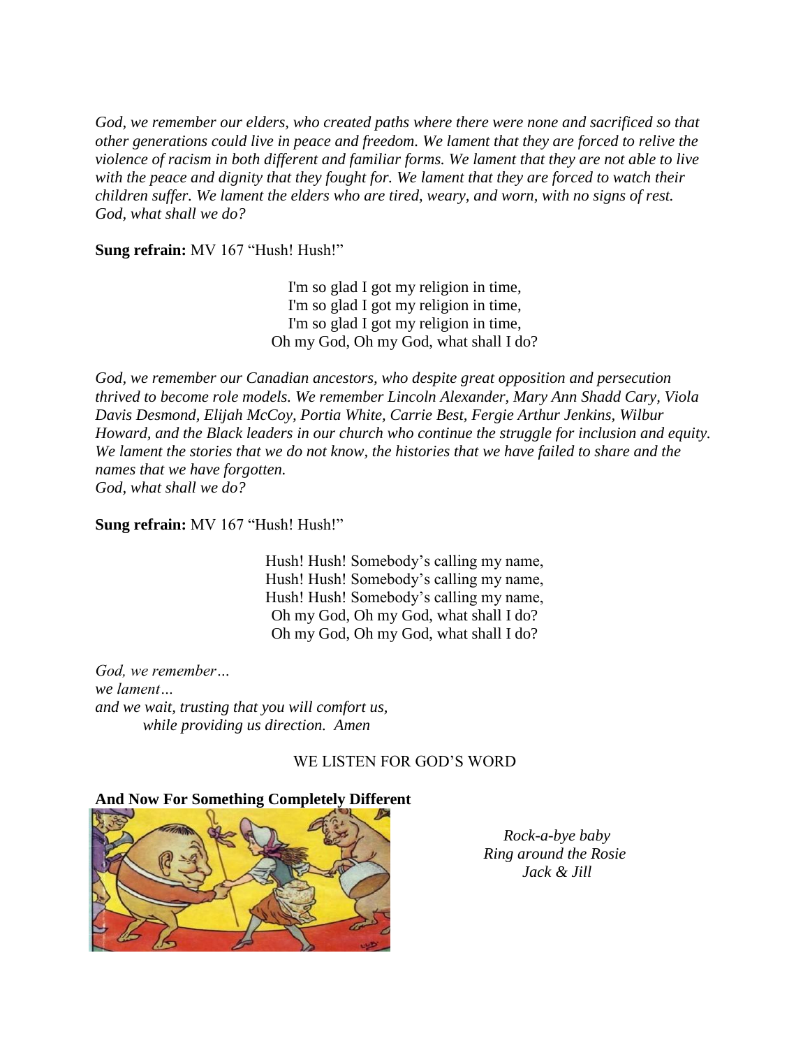*God, we remember our elders, who created paths where there were none and sacrificed so that other generations could live in peace and freedom. We lament that they are forced to relive the violence of racism in both different and familiar forms. We lament that they are not able to live with the peace and dignity that they fought for. We lament that they are forced to watch their children suffer. We lament the elders who are tired, weary, and worn, with no signs of rest. God, what shall we do?*

**Sung refrain:** MV 167 "Hush! Hush!"

I'm so glad I got my religion in time,
I'm so glad I got my religion in time,
I'm so glad I got my religion in time,
Oh my God, Oh my God, what shall I do?

*God, we remember our Canadian ancestors, who despite great opposition and persecution thrived to become role models. We remember Lincoln Alexander, Mary Ann Shadd Cary, Viola Davis Desmond, Elijah McCoy, Portia White, Carrie Best, Fergie Arthur Jenkins, Wilbur Howard, and the Black leaders in our church who continue the struggle for inclusion and equity. We lament the stories that we do not know, the histories that we have failed to share and the names that we have forgotten.*
*God, what shall we do?*

**Sung refrain:** MV 167 "Hush! Hush!"

Hush! Hush! Somebody's calling my name,
Hush! Hush! Somebody's calling my name,
Hush! Hush! Somebody's calling my name,
Oh my God, Oh my God, what shall I do?
Oh my God, Oh my God, what shall I do?

*God, we remember…*
*we lament…*
*and we wait, trusting that you will comfort us,*
*while providing us direction. Amen*

WE LISTEN FOR GOD'S WORD

**And Now For Something Completely Different**

*Rock-a-bye baby*
*Ring around the Rosie*
*Jack & Jill*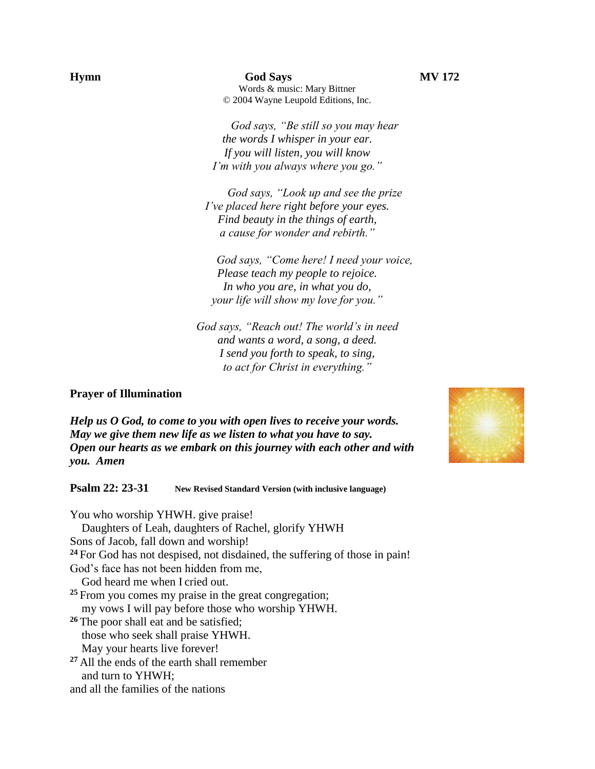**Hymn** **God Says** **MV 172**

Words & music: Mary Bittner
© 2004 Wayne Leupold Editions, Inc.

*God says, "Be still so you may hear*
*the words I whisper in your ear.*
*If you will listen, you will know*
*I'm with you always where you go."*

*God says, "Look up and see the prize*
*I've placed here right before your eyes.*
*Find beauty in the things of earth,*
*a cause for wonder and rebirth."*

*God says, "Come here! I need your voice,*
*Please teach my people to rejoice.*
*In who you are, in what you do,*
*your life will show my love for you."*

*God says, "Reach out! The world's in need*
*and wants a word, a song, a deed.*
*I send you forth to speak, to sing,*
*to act for Christ in everything."*

**Prayer of Illumination**

***Help us O God, to come to you with open lives to receive your words. May we give them new life as we listen to what you have to say. Open our hearts as we embark on this journey with each other and with you. Amen***

**Psalm 22: 23-31** **New Revised Standard Version (with inclusive language)**

You who worship YHWH. give praise!
Daughters of Leah, daughters of Rachel, glorify YHWH
Sons of Jacob, fall down and worship!
[24] For God has not despised, not disdained, the suffering of those in pain!
God's face has not been hidden from me,
God heard me when I cried out.
[25] From you comes my praise in the great congregation;
my vows I will pay before those who worship YHWH.
[26] The poor shall eat and be satisfied;
those who seek shall praise YHWH.
May your hearts live forever!
[27] All the ends of the earth shall remember
and turn to YHWH;
and all the families of the nations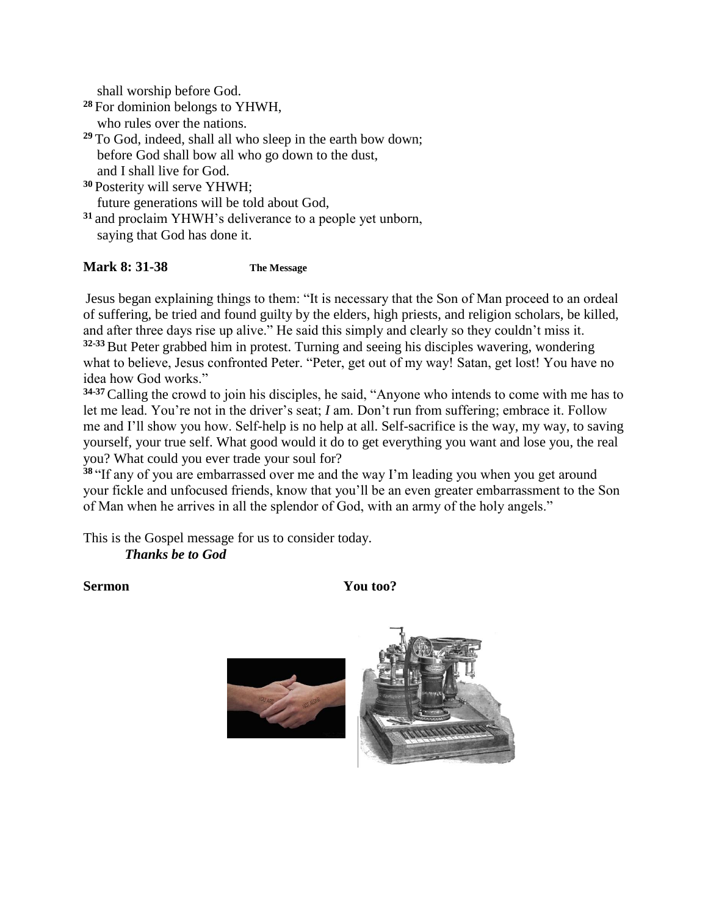shall worship before God.

[28] For dominion belongs to YHWH,
who rules over the nations.

[29] To God, indeed, shall all who sleep in the earth bow down;
before God shall bow all who go down to the dust,
and I shall live for God.

[30] Posterity will serve YHWH;
future generations will be told about God,

[31] and proclaim YHWH's deliverance to a people yet unborn,
saying that God has done it.

**Mark 8: 31-38** **The Message**

Jesus began explaining things to them: "It is necessary that the Son of Man proceed to an ordeal of suffering, be tried and found guilty by the elders, high priests, and religion scholars, be killed, and after three days rise up alive." He said this simply and clearly so they couldn't miss it.

[32-33] But Peter grabbed him in protest. Turning and seeing his disciples wavering, wondering what to believe, Jesus confronted Peter. "Peter, get out of my way! Satan, get lost! You have no idea how God works."

[34-37] Calling the crowd to join his disciples, he said, "Anyone who intends to come with me has to let me lead. You're not in the driver's seat; *I* am. Don't run from suffering; embrace it. Follow me and I'll show you how. Self-help is no help at all. Self-sacrifice is the way, my way, to saving yourself, your true self. What good would it do to get everything you want and lose you, the real you? What could you ever trade your soul for?

[38] "If any of you are embarrassed over me and the way I'm leading you when you get around your fickle and unfocused friends, know that you'll be an even greater embarrassment to the Son of Man when he arrives in all the splendor of God, with an army of the holy angels."

This is the Gospel message for us to consider today.

***Thanks be to God***

**Sermon** **You too?**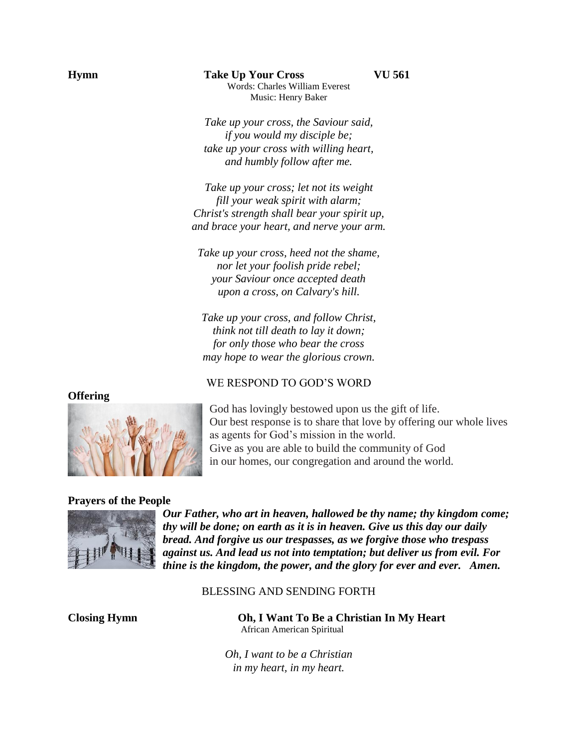**Hymn** **Take Up Your Cross** **VU 561**

Words: Charles William Everest
Music: Henry Baker

*Take up your cross, the Saviour said,*
*if you would my disciple be;*
*take up your cross with willing heart,*
*and humbly follow after me.*

*Take up your cross; let not its weight*
*fill your weak spirit with alarm;*
*Christ's strength shall bear your spirit up,*
*and brace your heart, and nerve your arm.*

*Take up your cross, heed not the shame,*
*nor let your foolish pride rebel;*
*your Saviour once accepted death*
*upon a cross, on Calvary's hill.*

*Take up your cross, and follow Christ,*
*think not till death to lay it down;*
*for only those who bear the cross*
*may hope to wear the glorious crown.*

WE RESPOND TO GOD'S WORD

**Offering**

God has lovingly bestowed upon us the gift of life.
Our best response is to share that love by offering our whole lives as agents for God's mission in the world.
Give as you are able to build the community of God in our homes, our congregation and around the world.

**Prayers of the People**

***Our Father, who art in heaven, hallowed be thy name; thy kingdom come; thy will be done; on earth as it is in heaven. Give us this day our daily bread. And forgive us our trespasses, as we forgive those who trespass against us. And lead us not into temptation; but deliver us from evil. For thine is the kingdom, the power, and the glory for ever and ever. Amen.***

BLESSING AND SENDING FORTH

**Closing Hymn** **Oh, I Want To Be a Christian In My Heart**

African American Spiritual

*Oh, I want to be a Christian*
*in my heart, in my heart.*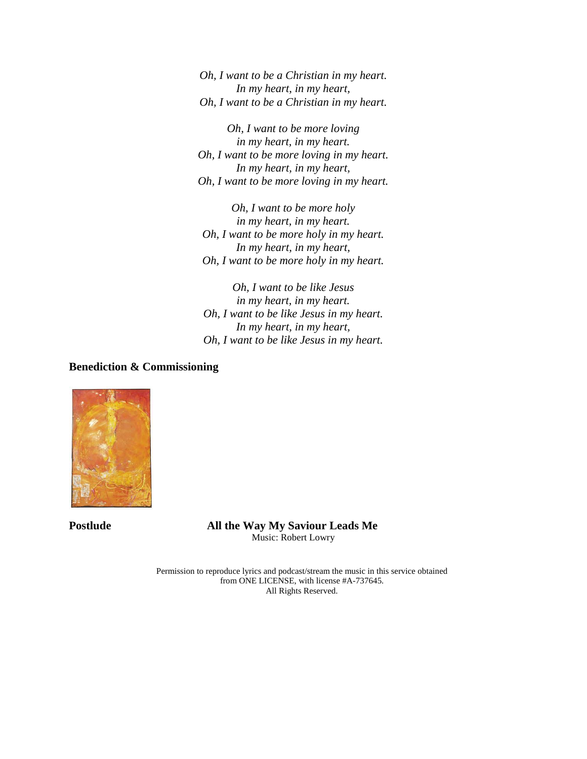*Oh, I want to be a Christian in my heart.*
*In my heart, in my heart,*
*Oh, I want to be a Christian in my heart.*

*Oh, I want to be more loving*
*in my heart, in my heart.*
*Oh, I want to be more loving in my heart.*
*In my heart, in my heart,*
*Oh, I want to be more loving in my heart.*

*Oh, I want to be more holy*
*in my heart, in my heart.*
*Oh, I want to be more holy in my heart.*
*In my heart, in my heart,*
*Oh, I want to be more holy in my heart.*

*Oh, I want to be like Jesus*
*in my heart, in my heart.*
*Oh, I want to be like Jesus in my heart.*
*In my heart, in my heart,*
*Oh, I want to be like Jesus in my heart.*

**Benediction & Commissioning**

**Postlude** **All the Way My Saviour Leads Me**
Music: Robert Lowry

Permission to reproduce lyrics and podcast/stream the music in this service obtained from ONE LICENSE, with license #A-737645.
All Rights Reserved.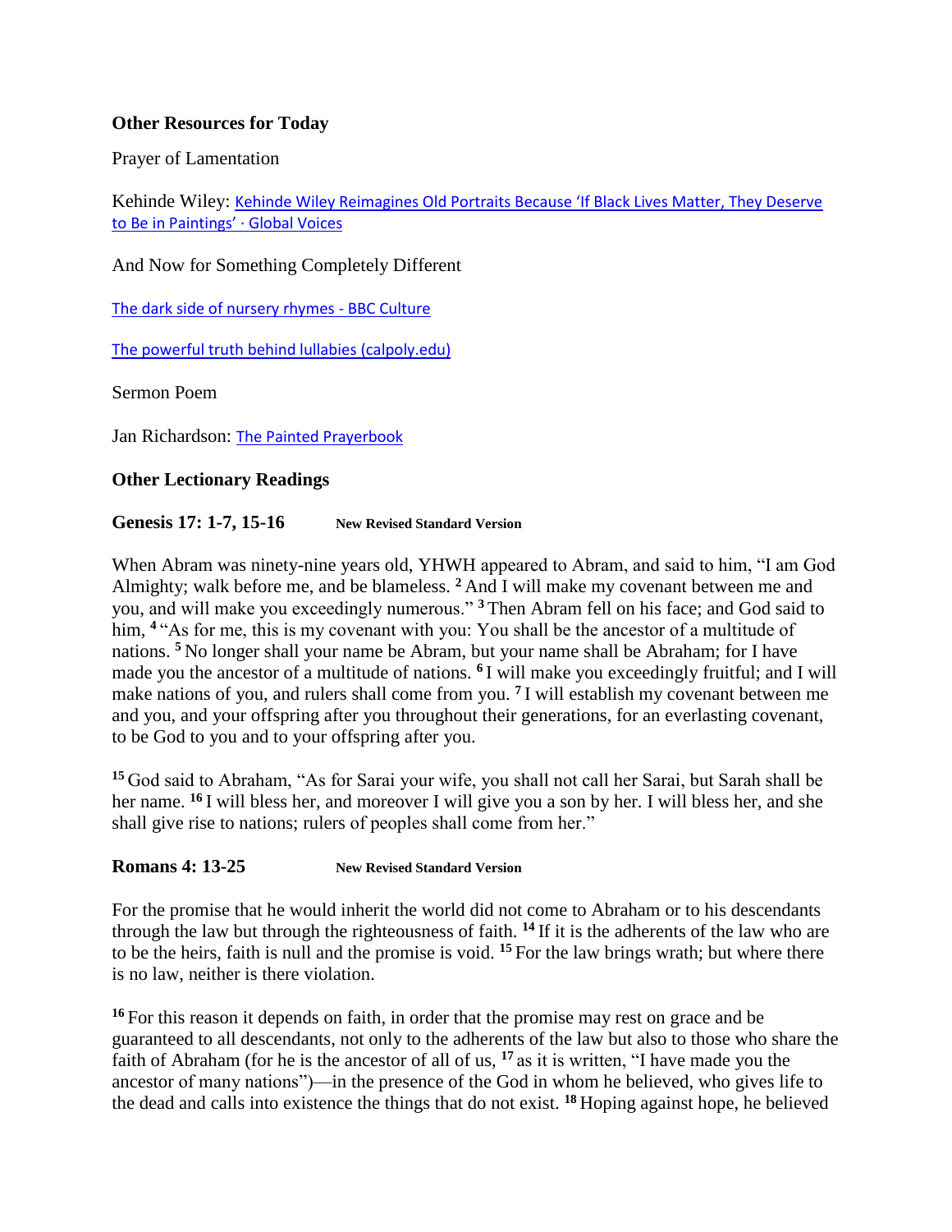**Other Resources for Today**

Prayer of Lamentation

Kehinde Wiley: [Kehinde Wiley Reimagines Old Portraits Because 'If Black Lives Matter, They Deserve to Be in Paintings' · Global Voices]()

And Now for Something Completely Different

[The dark side of nursery rhymes - BBC Culture]()

[The powerful truth behind lullabies (calpoly.edu)]()

Sermon Poem

Jan Richardson: [The Painted Prayerbook]()

**Other Lectionary Readings**

**Genesis 17: 1-7, 15-16** **New Revised Standard Version**

When Abram was ninety-nine years old, YHWH appeared to Abram, and said to him, "I am God Almighty; walk before me, and be blameless. **2** And I will make my covenant between me and you, and will make you exceedingly numerous." **3** Then Abram fell on his face; and God said to him, **4** "As for me, this is my covenant with you: You shall be the ancestor of a multitude of nations. **5** No longer shall your name be Abram, but your name shall be Abraham; for I have made you the ancestor of a multitude of nations. **6** I will make you exceedingly fruitful; and I will make nations of you, and rulers shall come from you. **7** I will establish my covenant between me and you, and your offspring after you throughout their generations, for an everlasting covenant, to be God to you and to your offspring after you.

**15** God said to Abraham, "As for Sarai your wife, you shall not call her Sarai, but Sarah shall be her name. **16** I will bless her, and moreover I will give you a son by her. I will bless her, and she shall give rise to nations; rulers of peoples shall come from her."

**Romans 4: 13-25** **New Revised Standard Version**

For the promise that he would inherit the world did not come to Abraham or to his descendants through the law but through the righteousness of faith. **14** If it is the adherents of the law who are to be the heirs, faith is null and the promise is void. **15** For the law brings wrath; but where there is no law, neither is there violation.

**16** For this reason it depends on faith, in order that the promise may rest on grace and be guaranteed to all descendants, not only to the adherents of the law but also to those who share the faith of Abraham (for he is the ancestor of all of us, **17** as it is written, "I have made you the ancestor of many nations")—in the presence of the God in whom he believed, who gives life to the dead and calls into existence the things that do not exist. **18** Hoping against hope, he believed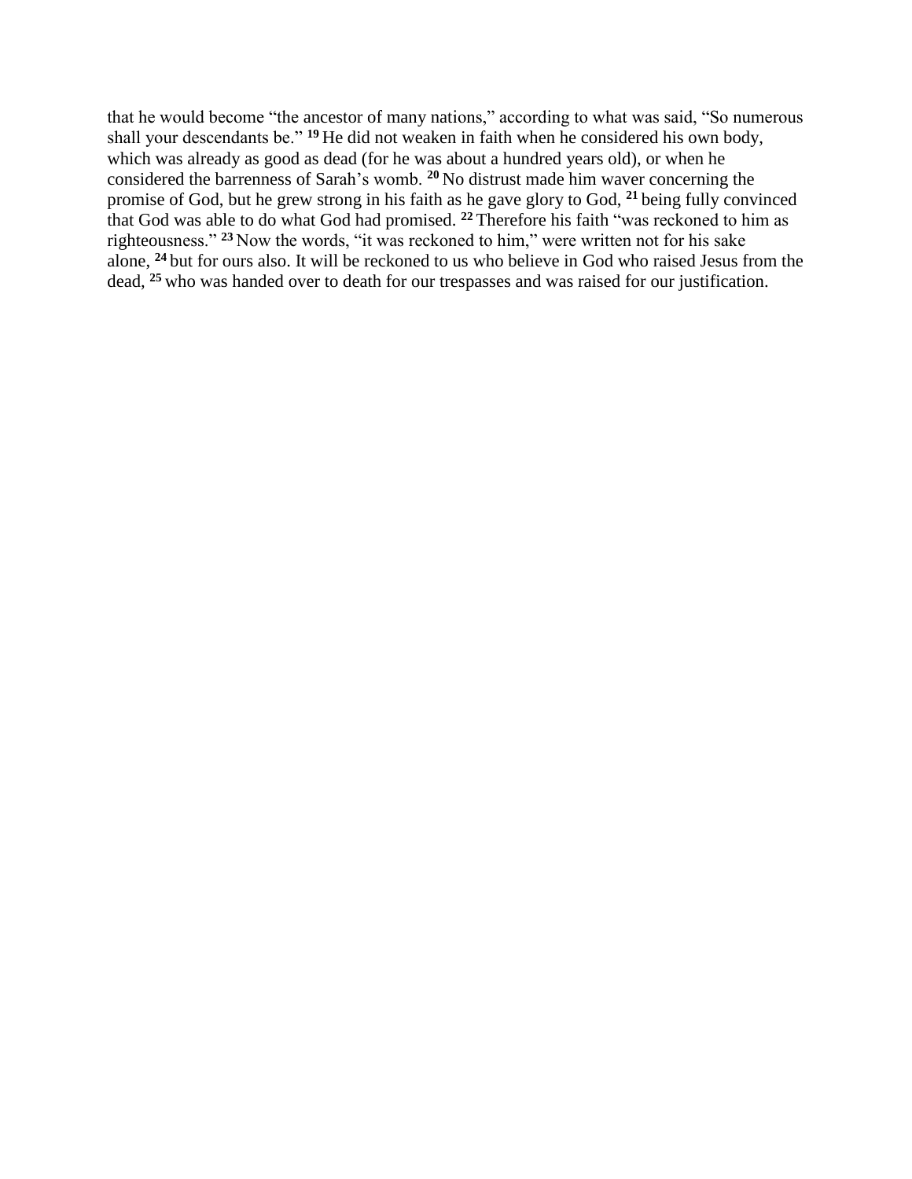that he would become "the ancestor of many nations," according to what was said, "So numerous shall your descendants be." [19] He did not weaken in faith when he considered his own body, which was already as good as dead (for he was about a hundred years old), or when he considered the barrenness of Sarah's womb. [20] No distrust made him waver concerning the promise of God, but he grew strong in his faith as he gave glory to God, [21] being fully convinced that God was able to do what God had promised. [22] Therefore his faith "was reckoned to him as righteousness." [23] Now the words, "it was reckoned to him," were written not for his sake alone, [24] but for ours also. It will be reckoned to us who believe in God who raised Jesus from the dead, [25] who was handed over to death for our trespasses and was raised for our justification.